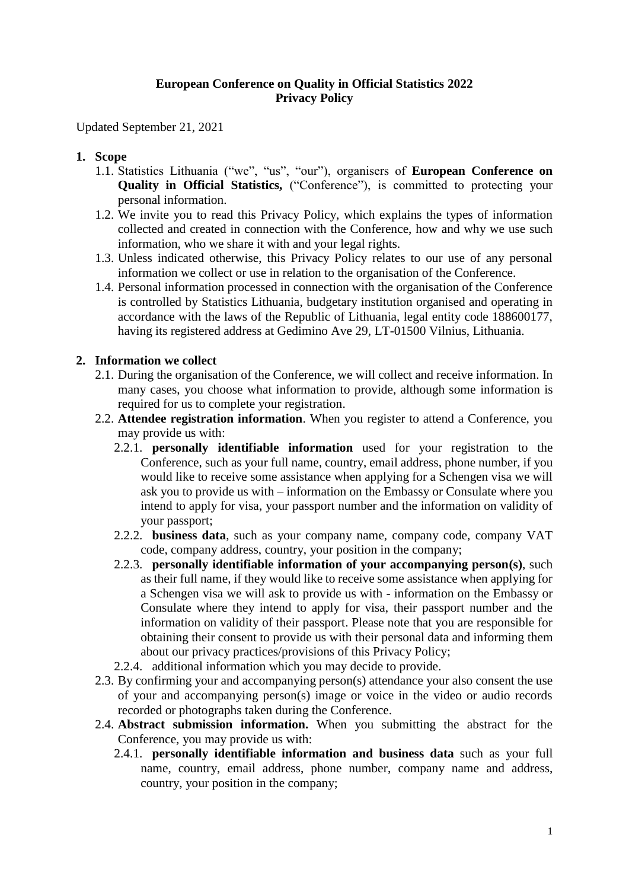**European Conference on Quality in Official Statistics 2022**
**Privacy Policy**

Updated September 21, 2021

1. **Scope**
   1.1. Statistics Lithuania ("we", "us", "our"), organisers of **European Conference on Quality in Official Statistics,** ("Conference"), is committed to protecting your personal information.
   1.2. We invite you to read this Privacy Policy, which explains the types of information collected and created in connection with the Conference, how and why we use such information, who we share it with and your legal rights.
   1.3. Unless indicated otherwise, this Privacy Policy relates to our use of any personal information we collect or use in relation to the organisation of the Conference.
   1.4. Personal information processed in connection with the organisation of the Conference is controlled by Statistics Lithuania, budgetary institution organised and operating in accordance with the laws of the Republic of Lithuania, legal entity code 188600177, having its registered address at Gedimino Ave 29, LT-01500 Vilnius, Lithuania.

2. **Information we collect**
   2.1. During the organisation of the Conference, we will collect and receive information. In many cases, you choose what information to provide, although some information is required for us to complete your registration.
   2.2. **Attendee registration information**. When you register to attend a Conference, you may provide us with:
      2.2.1. **personally identifiable information** used for your registration to the Conference, such as your full name, country, email address, phone number, if you would like to receive some assistance when applying for a Schengen visa we will ask you to provide us with – information on the Embassy or Consulate where you intend to apply for visa, your passport number and the information on validity of your passport;
      2.2.2. **business data**, such as your company name, company code, company VAT code, company address, country, your position in the company;
      2.2.3. **personally identifiable information of your accompanying person(s)**, such as their full name, if they would like to receive some assistance when applying for a Schengen visa we will ask to provide us with - information on the Embassy or Consulate where they intend to apply for visa, their passport number and the information on validity of their passport. Please note that you are responsible for obtaining their consent to provide us with their personal data and informing them about our privacy practices/provisions of this Privacy Policy;
      2.2.4. additional information which you may decide to provide.
   2.3. By confirming your and accompanying person(s) attendance your also consent the use of your and accompanying person(s) image or voice in the video or audio records recorded or photographs taken during the Conference.
   2.4. **Abstract submission information.** When you submitting the abstract for the Conference, you may provide us with:
      2.4.1. **personally identifiable information and business data** such as your full name, country, email address, phone number, company name and address, country, your position in the company;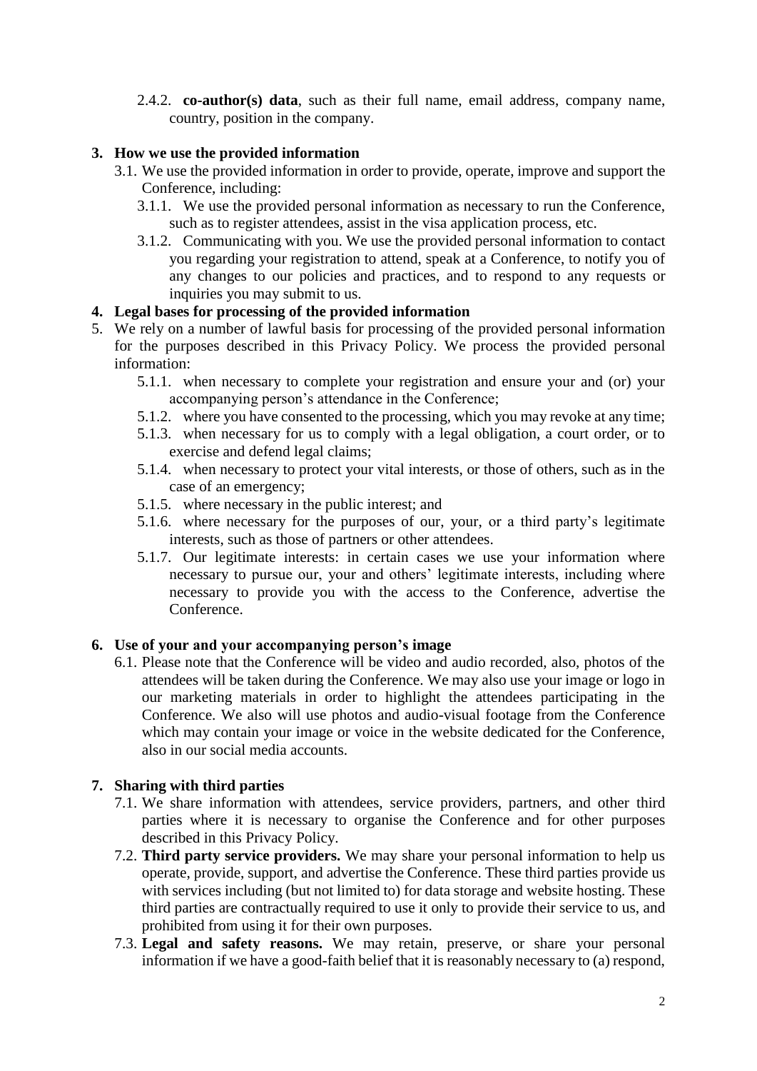2.4.2. **co-author(s) data**, such as their full name, email address, company name, country, position in the company.

## 3. How we use the provided information

3.1. We use the provided information in order to provide, operate, improve and support the Conference, including:

3.1.1. We use the provided personal information as necessary to run the Conference, such as to register attendees, assist in the visa application process, etc.

3.1.2. Communicating with you. We use the provided personal information to contact you regarding your registration to attend, speak at a Conference, to notify you of any changes to our policies and practices, and to respond to any requests or inquiries you may submit to us.

## 4. Legal bases for processing of the provided information

5. We rely on a number of lawful basis for processing of the provided personal information for the purposes described in this Privacy Policy. We process the provided personal information:

5.1.1. when necessary to complete your registration and ensure your and (or) your accompanying person's attendance in the Conference;

5.1.2. where you have consented to the processing, which you may revoke at any time;

5.1.3. when necessary for us to comply with a legal obligation, a court order, or to exercise and defend legal claims;

5.1.4. when necessary to protect your vital interests, or those of others, such as in the case of an emergency;

5.1.5. where necessary in the public interest; and

5.1.6. where necessary for the purposes of our, your, or a third party's legitimate interests, such as those of partners or other attendees.

5.1.7. Our legitimate interests: in certain cases we use your information where necessary to pursue our, your and others' legitimate interests, including where necessary to provide you with the access to the Conference, advertise the Conference.

## 6. Use of your and your accompanying person's image

6.1. Please note that the Conference will be video and audio recorded, also, photos of the attendees will be taken during the Conference. We may also use your image or logo in our marketing materials in order to highlight the attendees participating in the Conference. We also will use photos and audio-visual footage from the Conference which may contain your image or voice in the website dedicated for the Conference, also in our social media accounts.

## 7. Sharing with third parties

7.1. We share information with attendees, service providers, partners, and other third parties where it is necessary to organise the Conference and for other purposes described in this Privacy Policy.

7.2. **Third party service providers.** We may share your personal information to help us operate, provide, support, and advertise the Conference. These third parties provide us with services including (but not limited to) for data storage and website hosting. These third parties are contractually required to use it only to provide their service to us, and prohibited from using it for their own purposes.

7.3. **Legal and safety reasons.** We may retain, preserve, or share your personal information if we have a good-faith belief that it is reasonably necessary to (a) respond,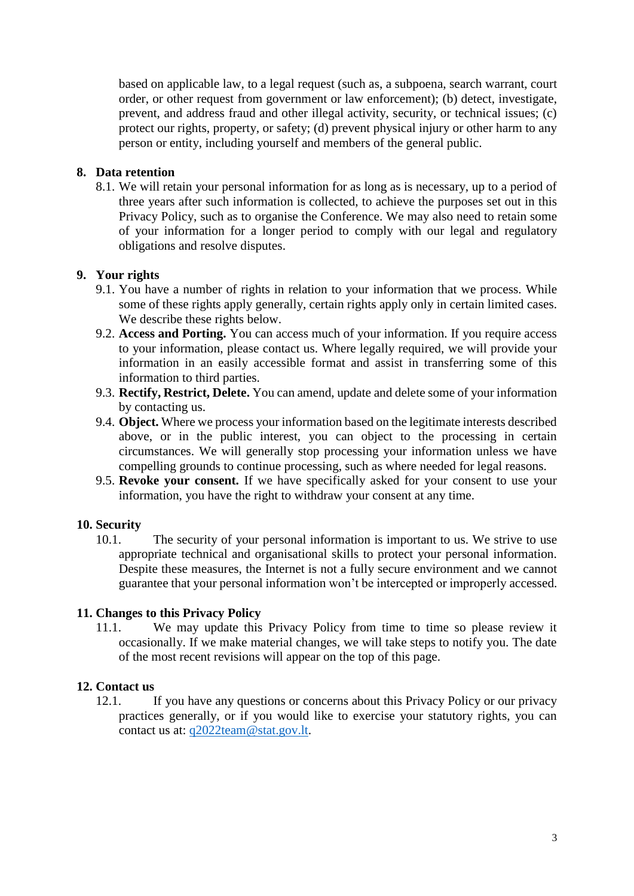based on applicable law, to a legal request (such as, a subpoena, search warrant, court order, or other request from government or law enforcement); (b) detect, investigate, prevent, and address fraud and other illegal activity, security, or technical issues; (c) protect our rights, property, or safety; (d) prevent physical injury or other harm to any person or entity, including yourself and members of the general public.

## 8. Data retention

8.1. We will retain your personal information for as long as is necessary, up to a period of three years after such information is collected, to achieve the purposes set out in this Privacy Policy, such as to organise the Conference. We may also need to retain some of your information for a longer period to comply with our legal and regulatory obligations and resolve disputes.

## 9. Your rights

9.1. You have a number of rights in relation to your information that we process. While some of these rights apply generally, certain rights apply only in certain limited cases. We describe these rights below.

9.2. **Access and Porting.** You can access much of your information. If you require access to your information, please contact us. Where legally required, we will provide your information in an easily accessible format and assist in transferring some of this information to third parties.

9.3. **Rectify, Restrict, Delete.** You can amend, update and delete some of your information by contacting us.

9.4. **Object.** Where we process your information based on the legitimate interests described above, or in the public interest, you can object to the processing in certain circumstances. We will generally stop processing your information unless we have compelling grounds to continue processing, such as where needed for legal reasons.

9.5. **Revoke your consent.** If we have specifically asked for your consent to use your information, you have the right to withdraw your consent at any time.

## 10. Security

10.1. The security of your personal information is important to us. We strive to use appropriate technical and organisational skills to protect your personal information. Despite these measures, the Internet is not a fully secure environment and we cannot guarantee that your personal information won't be intercepted or improperly accessed.

## 11. Changes to this Privacy Policy

11.1. We may update this Privacy Policy from time to time so please review it occasionally. If we make material changes, we will take steps to notify you. The date of the most recent revisions will appear on the top of this page.

## 12. Contact us

12.1. If you have any questions or concerns about this Privacy Policy or our privacy practices generally, or if you would like to exercise your statutory rights, you can contact us at: q2022team@stat.gov.lt.